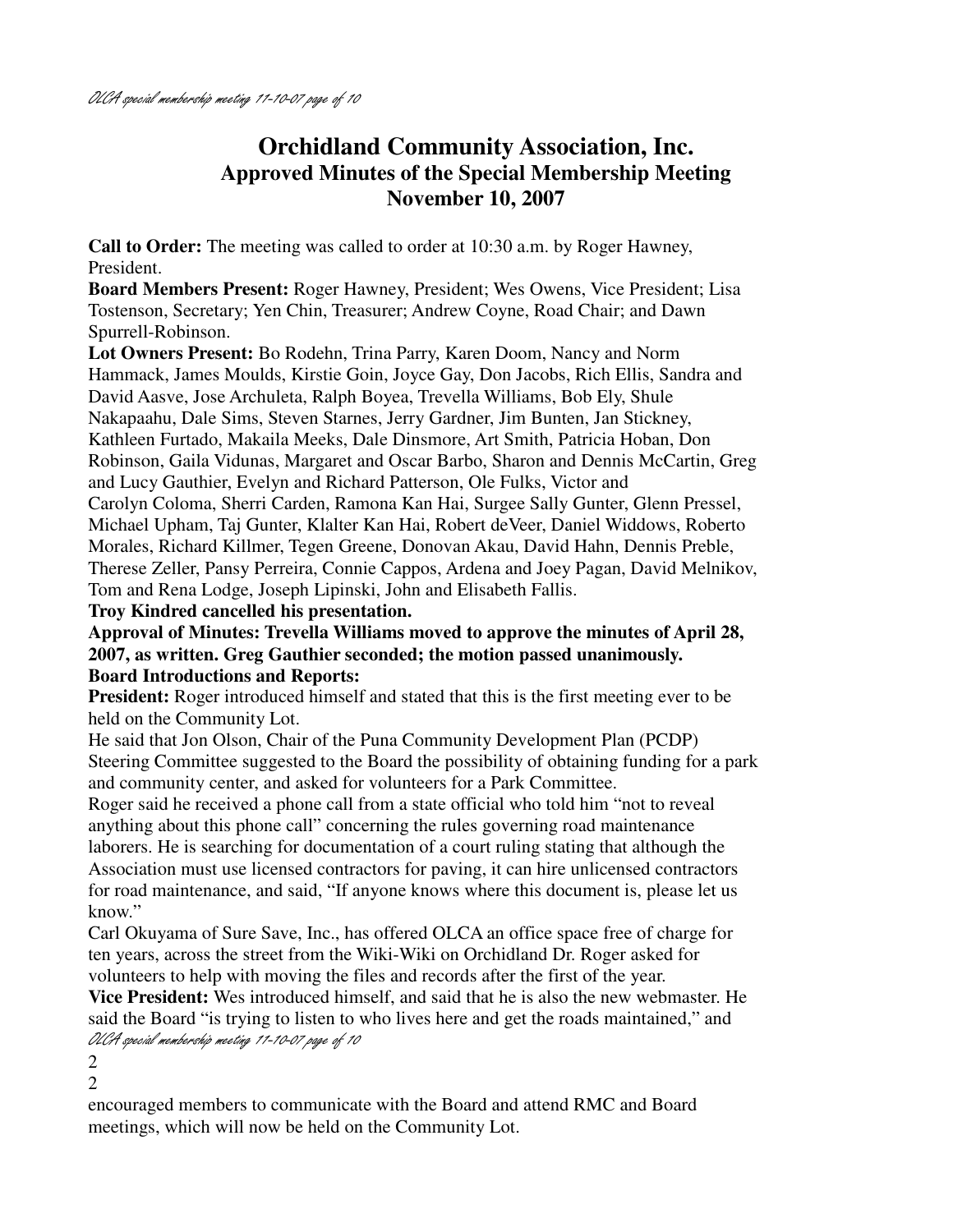# Orchidland Community Association, Inc.
## Approved Minutes of the Special Membership Meeting
## November 10, 2007

**Call to Order:** The meeting was called to order at 10:30 a.m. by Roger Hawney, President.

**Board Members Present:** Roger Hawney, President; Wes Owens, Vice President; Lisa Tostenson, Secretary; Yen Chin, Treasurer; Andrew Coyne, Road Chair; and Dawn Spurrell-Robinson.

**Lot Owners Present:** Bo Rodehn, Trina Parry, Karen Doom, Nancy and Norm Hammack, James Moulds, Kirstie Goin, Joyce Gay, Don Jacobs, Rich Ellis, Sandra and David Aasve, Jose Archuleta, Ralph Boyea, Trevella Williams, Bob Ely, Shule Nakapaahu, Dale Sims, Steven Starnes, Jerry Gardner, Jim Bunten, Jan Stickney, Kathleen Furtado, Makaila Meeks, Dale Dinsmore, Art Smith, Patricia Hoban, Don Robinson, Gaila Vidunas, Margaret and Oscar Barbo, Sharon and Dennis McCartin, Greg and Lucy Gauthier, Evelyn and Richard Patterson, Ole Fulks, Victor and Carolyn Coloma, Sherri Carden, Ramona Kan Hai, Surgee Sally Gunter, Glenn Pressel, Michael Upham, Taj Gunter, Klalter Kan Hai, Robert deVeer, Daniel Widdows, Roberto Morales, Richard Killmer, Tegen Greene, Donovan Akau, David Hahn, Dennis Preble, Therese Zeller, Pansy Perreira, Connie Cappos, Ardena and Joey Pagan, David Melnikov, Tom and Rena Lodge, Joseph Lipinski, John and Elisabeth Fallis.

**Troy Kindred cancelled his presentation.**

**Approval of Minutes: Trevella Williams moved to approve the minutes of April 28, 2007, as written. Greg Gauthier seconded; the motion passed unanimously.**

**Board Introductions and Reports:**

**President:** Roger introduced himself and stated that this is the first meeting ever to be held on the Community Lot.

He said that Jon Olson, Chair of the Puna Community Development Plan (PCDP) Steering Committee suggested to the Board the possibility of obtaining funding for a park and community center, and asked for volunteers for a Park Committee.

Roger said he received a phone call from a state official who told him "not to reveal anything about this phone call" concerning the rules governing road maintenance laborers. He is searching for documentation of a court ruling stating that although the Association must use licensed contractors for paving, it can hire unlicensed contractors for road maintenance, and said, "If anyone knows where this document is, please let us know."

Carl Okuyama of Sure Save, Inc., has offered OLCA an office space free of charge for ten years, across the street from the Wiki-Wiki on Orchidland Dr. Roger asked for volunteers to help with moving the files and records after the first of the year.

**Vice President:** Wes introduced himself, and said that he is also the new webmaster. He said the Board "is trying to listen to who lives here and get the roads maintained," and encouraged members to communicate with the Board and attend RMC and Board meetings, which will now be held on the Community Lot.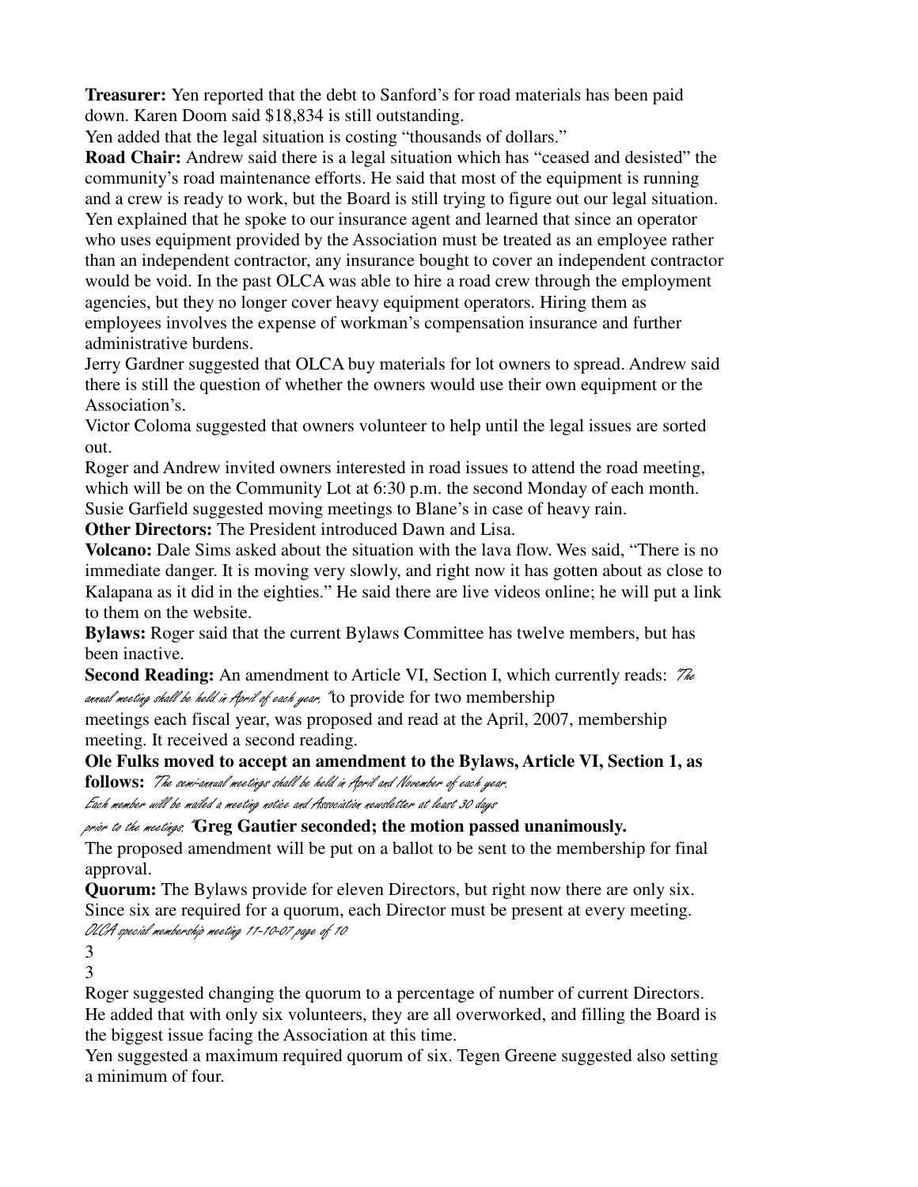**Treasurer:** Yen reported that the debt to Sanford's for road materials has been paid down. Karen Doom said $18,834 is still outstanding.

Yen added that the legal situation is costing "thousands of dollars."

**Road Chair:** Andrew said there is a legal situation which has "ceased and desisted" the community's road maintenance efforts. He said that most of the equipment is running and a crew is ready to work, but the Board is still trying to figure out our legal situation. Yen explained that he spoke to our insurance agent and learned that since an operator who uses equipment provided by the Association must be treated as an employee rather than an independent contractor, any insurance bought to cover an independent contractor would be void. In the past OLCA was able to hire a road crew through the employment agencies, but they no longer cover heavy equipment operators. Hiring them as employees involves the expense of workman's compensation insurance and further administrative burdens.

Jerry Gardner suggested that OLCA buy materials for lot owners to spread. Andrew said there is still the question of whether the owners would use their own equipment or the Association's.

Victor Coloma suggested that owners volunteer to help until the legal issues are sorted out.

Roger and Andrew invited owners interested in road issues to attend the road meeting, which will be on the Community Lot at 6:30 p.m. the second Monday of each month. Susie Garfield suggested moving meetings to Blane's in case of heavy rain.

**Other Directors:** The President introduced Dawn and Lisa.

**Volcano:** Dale Sims asked about the situation with the lava flow. Wes said, "There is no immediate danger. It is moving very slowly, and right now it has gotten about as close to Kalapana as it did in the eighties." He said there are live videos online; he will put a link to them on the website.

**Bylaws:** Roger said that the current Bylaws Committee has twelve members, but has been inactive.

**Second Reading:** An amendment to Article VI, Section I, which currently reads: *"The annual meeting shall be held in April of each year."* to provide for two membership meetings each fiscal year, was proposed and read at the April, 2007, membership meeting. It received a second reading.

**Ole Fulks moved to accept an amendment to the Bylaws, Article VI, Section 1, as follows:** *"The semi-annual meetings shall be held in April and November of each year. Each member will be mailed a meeting notice and Association newsletter at least 30 days prior to the meetings."* **Greg Gautier seconded; the motion passed unanimously.**

The proposed amendment will be put on a ballot to be sent to the membership for final approval.

**Quorum:** The Bylaws provide for eleven Directors, but right now there are only six. Since six are required for a quorum, each Director must be present at every meeting.

Roger suggested changing the quorum to a percentage of number of current Directors. He added that with only six volunteers, they are all overworked, and filling the Board is the biggest issue facing the Association at this time.

Yen suggested a maximum required quorum of six. Tegen Greene suggested also setting a minimum of four.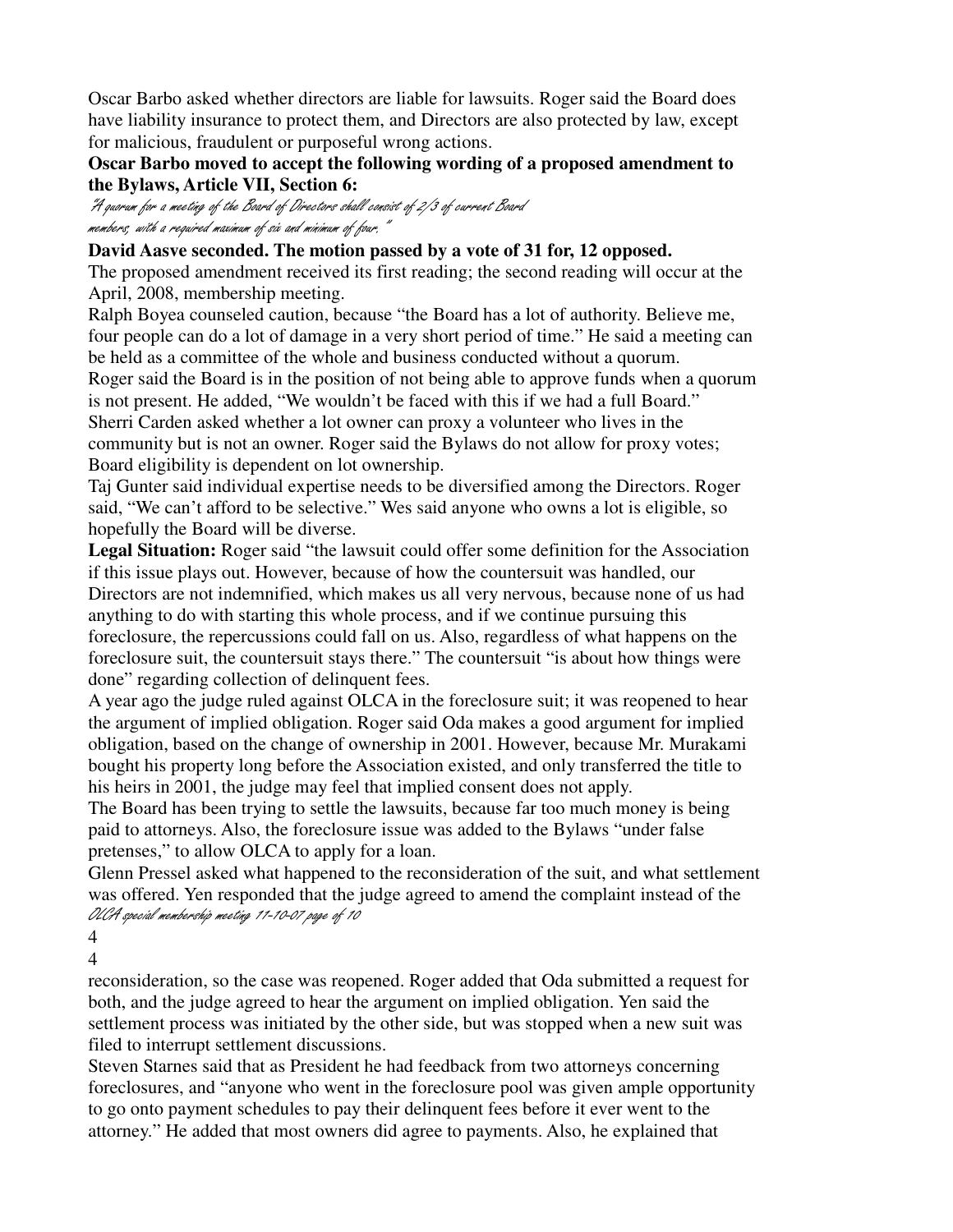Oscar Barbo asked whether directors are liable for lawsuits. Roger said the Board does have liability insurance to protect them, and Directors are also protected by law, except for malicious, fraudulent or purposeful wrong actions.

**Oscar Barbo moved to accept the following wording of a proposed amendment to the Bylaws, Article VII, Section 6:**

*"A quorum for a meeting of the Board of Directors shall consist of 2/3 of current Board members, with a required maximum of six and minimum of four."*

**David Aasve seconded. The motion passed by a vote of 31 for, 12 opposed.**

The proposed amendment received its first reading; the second reading will occur at the April, 2008, membership meeting.

Ralph Boyea counseled caution, because "the Board has a lot of authority. Believe me, four people can do a lot of damage in a very short period of time." He said a meeting can be held as a committee of the whole and business conducted without a quorum.

Roger said the Board is in the position of not being able to approve funds when a quorum is not present. He added, "We wouldn't be faced with this if we had a full Board."

Sherri Carden asked whether a lot owner can proxy a volunteer who lives in the community but is not an owner. Roger said the Bylaws do not allow for proxy votes; Board eligibility is dependent on lot ownership.

Taj Gunter said individual expertise needs to be diversified among the Directors. Roger said, "We can't afford to be selective." Wes said anyone who owns a lot is eligible, so hopefully the Board will be diverse.

**Legal Situation:** Roger said "the lawsuit could offer some definition for the Association if this issue plays out. However, because of how the countersuit was handled, our Directors are not indemnified, which makes us all very nervous, because none of us had anything to do with starting this whole process, and if we continue pursuing this foreclosure, the repercussions could fall on us. Also, regardless of what happens on the foreclosure suit, the countersuit stays there." The countersuit "is about how things were done" regarding collection of delinquent fees.

A year ago the judge ruled against OLCA in the foreclosure suit; it was reopened to hear the argument of implied obligation. Roger said Oda makes a good argument for implied obligation, based on the change of ownership in 2001. However, because Mr. Murakami bought his property long before the Association existed, and only transferred the title to his heirs in 2001, the judge may feel that implied consent does not apply.

The Board has been trying to settle the lawsuits, because far too much money is being paid to attorneys. Also, the foreclosure issue was added to the Bylaws "under false pretenses," to allow OLCA to apply for a loan.

Glenn Pressel asked what happened to the reconsideration of the suit, and what settlement was offered. Yen responded that the judge agreed to amend the complaint instead of the reconsideration, so the case was reopened. Roger added that Oda submitted a request for both, and the judge agreed to hear the argument on implied obligation. Yen said the settlement process was initiated by the other side, but was stopped when a new suit was filed to interrupt settlement discussions.

Steven Starnes said that as President he had feedback from two attorneys concerning foreclosures, and "anyone who went in the foreclosure pool was given ample opportunity to go onto payment schedules to pay their delinquent fees before it ever went to the attorney." He added that most owners did agree to payments. Also, he explained that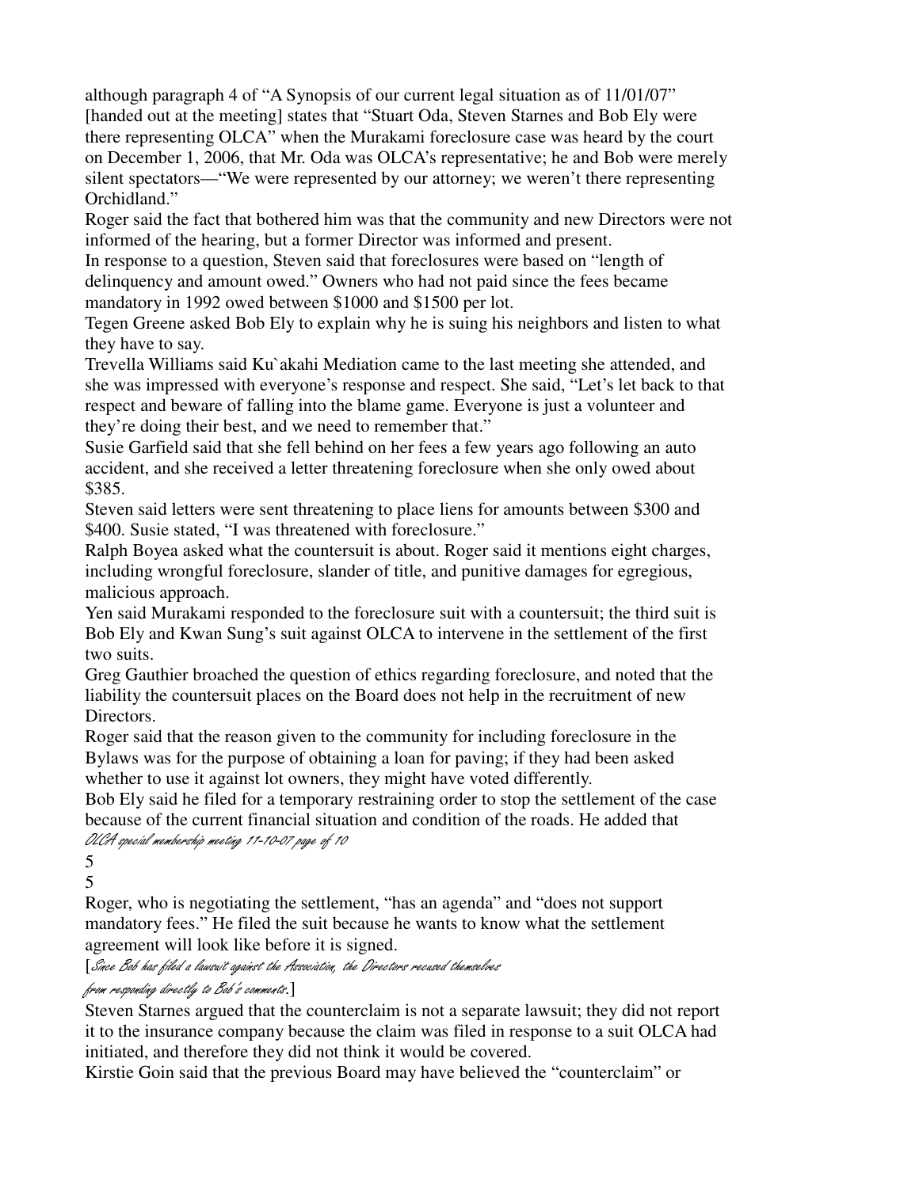although paragraph 4 of "A Synopsis of our current legal situation as of 11/01/07" [handed out at the meeting] states that "Stuart Oda, Steven Starnes and Bob Ely were there representing OLCA" when the Murakami foreclosure case was heard by the court on December 1, 2006, that Mr. Oda was OLCA's representative; he and Bob were merely silent spectators—"We were represented by our attorney; we weren't there representing Orchidland."

Roger said the fact that bothered him was that the community and new Directors were not informed of the hearing, but a former Director was informed and present.

In response to a question, Steven said that foreclosures were based on "length of delinquency and amount owed." Owners who had not paid since the fees became mandatory in 1992 owed between $1000 and $1500 per lot.

Tegen Greene asked Bob Ely to explain why he is suing his neighbors and listen to what they have to say.

Trevella Williams said Ku`akahi Mediation came to the last meeting she attended, and she was impressed with everyone's response and respect. She said, "Let's let back to that respect and beware of falling into the blame game. Everyone is just a volunteer and they're doing their best, and we need to remember that."

Susie Garfield said that she fell behind on her fees a few years ago following an auto accident, and she received a letter threatening foreclosure when she only owed about $385.

Steven said letters were sent threatening to place liens for amounts between $300 and $400. Susie stated, "I was threatened with foreclosure."

Ralph Boyea asked what the countersuit is about. Roger said it mentions eight charges, including wrongful foreclosure, slander of title, and punitive damages for egregious, malicious approach.

Yen said Murakami responded to the foreclosure suit with a countersuit; the third suit is Bob Ely and Kwan Sung's suit against OLCA to intervene in the settlement of the first two suits.

Greg Gauthier broached the question of ethics regarding foreclosure, and noted that the liability the countersuit places on the Board does not help in the recruitment of new Directors.

Roger said that the reason given to the community for including foreclosure in the Bylaws was for the purpose of obtaining a loan for paving; if they had been asked whether to use it against lot owners, they might have voted differently.

Bob Ely said he filed for a temporary restraining order to stop the settlement of the case because of the current financial situation and condition of the roads. He added that Roger, who is negotiating the settlement, "has an agenda" and "does not support mandatory fees." He filed the suit because he wants to know what the settlement agreement will look like before it is signed.

*[Since Bob has filed a lawsuit against the Association, the Directors recused themselves from responding directly to Bob's comments.]*

Steven Starnes argued that the counterclaim is not a separate lawsuit; they did not report it to the insurance company because the claim was filed in response to a suit OLCA had initiated, and therefore they did not think it would be covered.

Kirstie Goin said that the previous Board may have believed the "counterclaim" or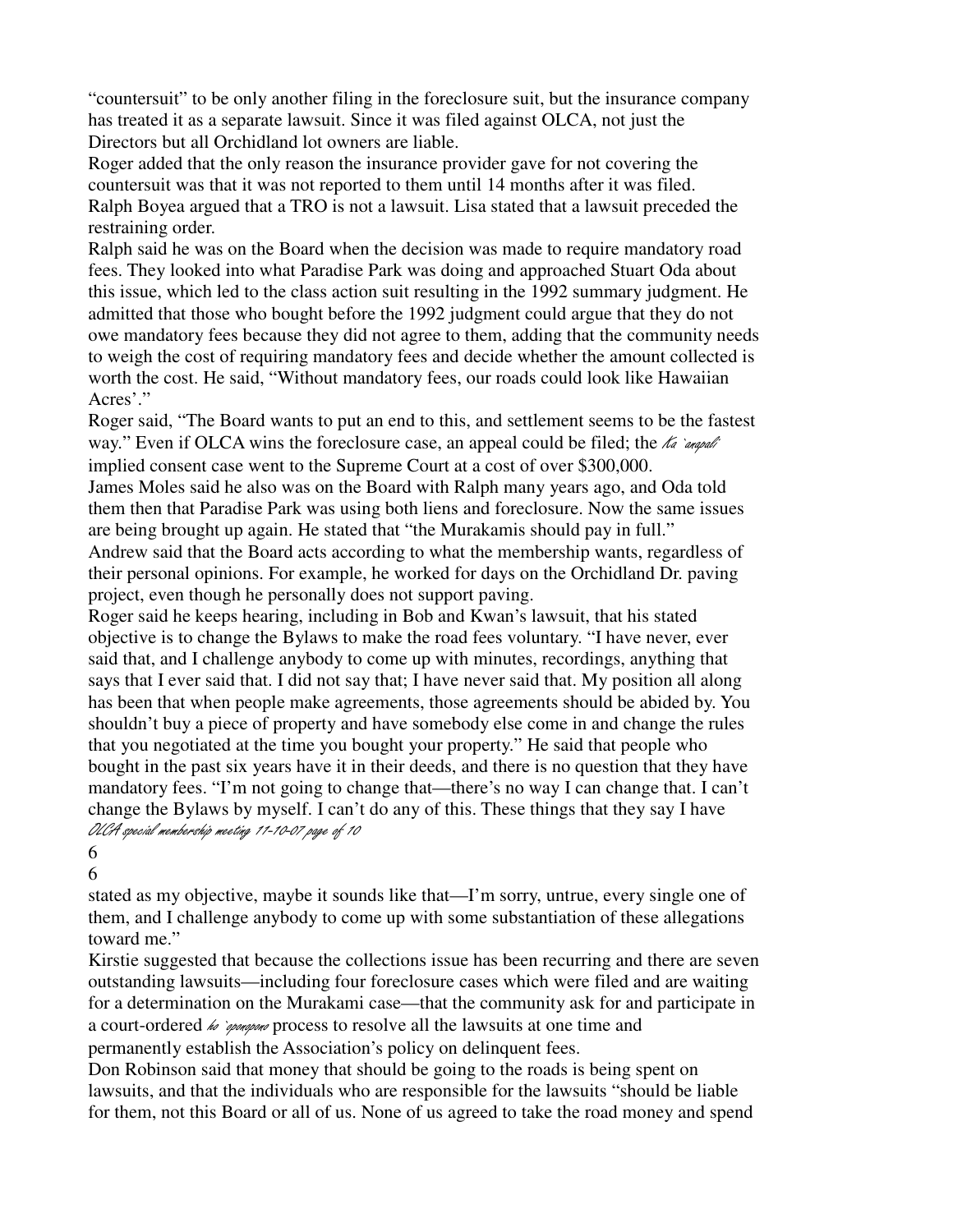“countersuit” to be only another filing in the foreclosure suit, but the insurance company has treated it as a separate lawsuit. Since it was filed against OLCA, not just the Directors but all Orchidland lot owners are liable.

Roger added that the only reason the insurance provider gave for not covering the countersuit was that it was not reported to them until 14 months after it was filed.

Ralph Boyea argued that a TRO is not a lawsuit. Lisa stated that a lawsuit preceded the restraining order.

Ralph said he was on the Board when the decision was made to require mandatory road fees. They looked into what Paradise Park was doing and approached Stuart Oda about this issue, which led to the class action suit resulting in the 1992 summary judgment. He admitted that those who bought before the 1992 judgment could argue that they do not owe mandatory fees because they did not agree to them, adding that the community needs to weigh the cost of requiring mandatory fees and decide whether the amount collected is worth the cost. He said, “Without mandatory fees, our roads could look like Hawaiian Acres’.”

Roger said, “The Board wants to put an end to this, and settlement seems to be the fastest way.” Even if OLCA wins the foreclosure case, an appeal could be filed; the *Ka `anapali* implied consent case went to the Supreme Court at a cost of over $300,000.

James Moles said he also was on the Board with Ralph many years ago, and Oda told them then that Paradise Park was using both liens and foreclosure. Now the same issues are being brought up again. He stated that “the Murakamis should pay in full.”

Andrew said that the Board acts according to what the membership wants, regardless of their personal opinions. For example, he worked for days on the Orchidland Dr. paving project, even though he personally does not support paving.

Roger said he keeps hearing, including in Bob and Kwan’s lawsuit, that his stated objective is to change the Bylaws to make the road fees voluntary. “I have never, ever said that, and I challenge anybody to come up with minutes, recordings, anything that says that I ever said that. I did not say that; I have never said that. My position all along has been that when people make agreements, those agreements should be abided by. You shouldn’t buy a piece of property and have somebody else come in and change the rules that you negotiated at the time you bought your property.” He said that people who bought in the past six years have it in their deeds, and there is no question that they have mandatory fees. “I’m not going to change that—there’s no way I can change that. I can’t change the Bylaws by myself. I can’t do any of this. These things that they say I have stated as my objective, maybe it sounds like that—I’m sorry, untrue, every single one of them, and I challenge anybody to come up with some substantiation of these allegations toward me.”

Kirstie suggested that because the collections issue has been recurring and there are seven outstanding lawsuits—including four foreclosure cases which were filed and are waiting for a determination on the Murakami case—that the community ask for and participate in a court-ordered *ho `oponopono* process to resolve all the lawsuits at one time and permanently establish the Association’s policy on delinquent fees.

Don Robinson said that money that should be going to the roads is being spent on lawsuits, and that the individuals who are responsible for the lawsuits “should be liable for them, not this Board or all of us. None of us agreed to take the road money and spend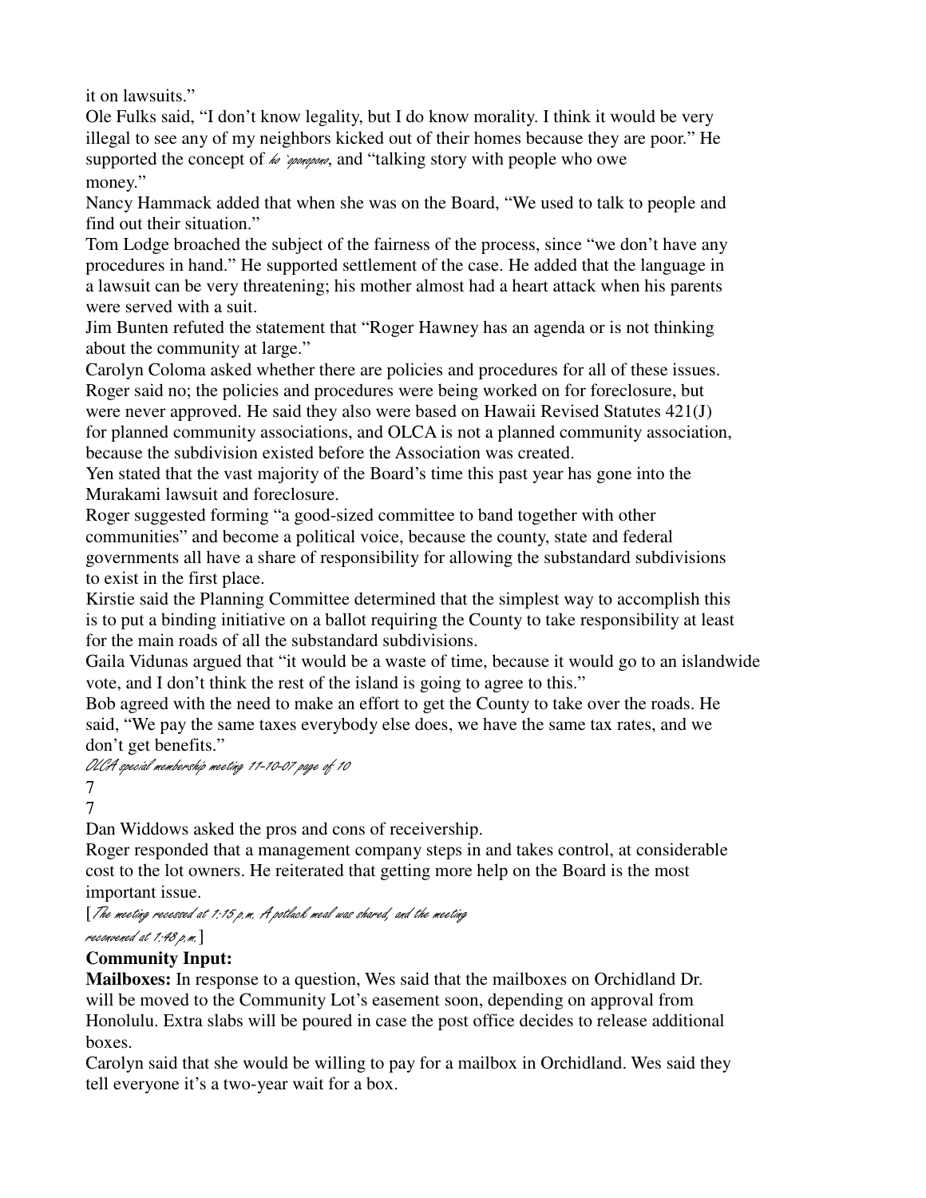it on lawsuits."

Ole Fulks said, "I don't know legality, but I do know morality. I think it would be very illegal to see any of my neighbors kicked out of their homes because they are poor." He supported the concept of *ho`oponopono*, and "talking story with people who owe money."

Nancy Hammack added that when she was on the Board, "We used to talk to people and find out their situation."

Tom Lodge broached the subject of the fairness of the process, since "we don't have any procedures in hand." He supported settlement of the case. He added that the language in a lawsuit can be very threatening; his mother almost had a heart attack when his parents were served with a suit.

Jim Bunten refuted the statement that "Roger Hawney has an agenda or is not thinking about the community at large."

Carolyn Coloma asked whether there are policies and procedures for all of these issues. Roger said no; the policies and procedures were being worked on for foreclosure, but were never approved. He said they also were based on Hawaii Revised Statutes 421(J) for planned community associations, and OLCA is not a planned community association, because the subdivision existed before the Association was created.

Yen stated that the vast majority of the Board's time this past year has gone into the Murakami lawsuit and foreclosure.

Roger suggested forming "a good-sized committee to band together with other communities" and become a political voice, because the county, state and federal governments all have a share of responsibility for allowing the substandard subdivisions to exist in the first place.

Kirstie said the Planning Committee determined that the simplest way to accomplish this is to put a binding initiative on a ballot requiring the County to take responsibility at least for the main roads of all the substandard subdivisions.

Gaila Vidunas argued that "it would be a waste of time, because it would go to an islandwide vote, and I don't think the rest of the island is going to agree to this."

Bob agreed with the need to make an effort to get the County to take over the roads. He said, "We pay the same taxes everybody else does, we have the same tax rates, and we don't get benefits."

Dan Widdows asked the pros and cons of receivership.

Roger responded that a management company steps in and takes control, at considerable cost to the lot owners. He reiterated that getting more help on the Board is the most important issue.

[*The meeting recessed at 1:15 p.m. A potluck meal was shared, and the meeting reconvened at 1:48 p.m.*]

**Community Input:**

**Mailboxes:** In response to a question, Wes said that the mailboxes on Orchidland Dr. will be moved to the Community Lot's easement soon, depending on approval from Honolulu. Extra slabs will be poured in case the post office decides to release additional boxes.

Carolyn said that she would be willing to pay for a mailbox in Orchidland. Wes said they tell everyone it's a two-year wait for a box.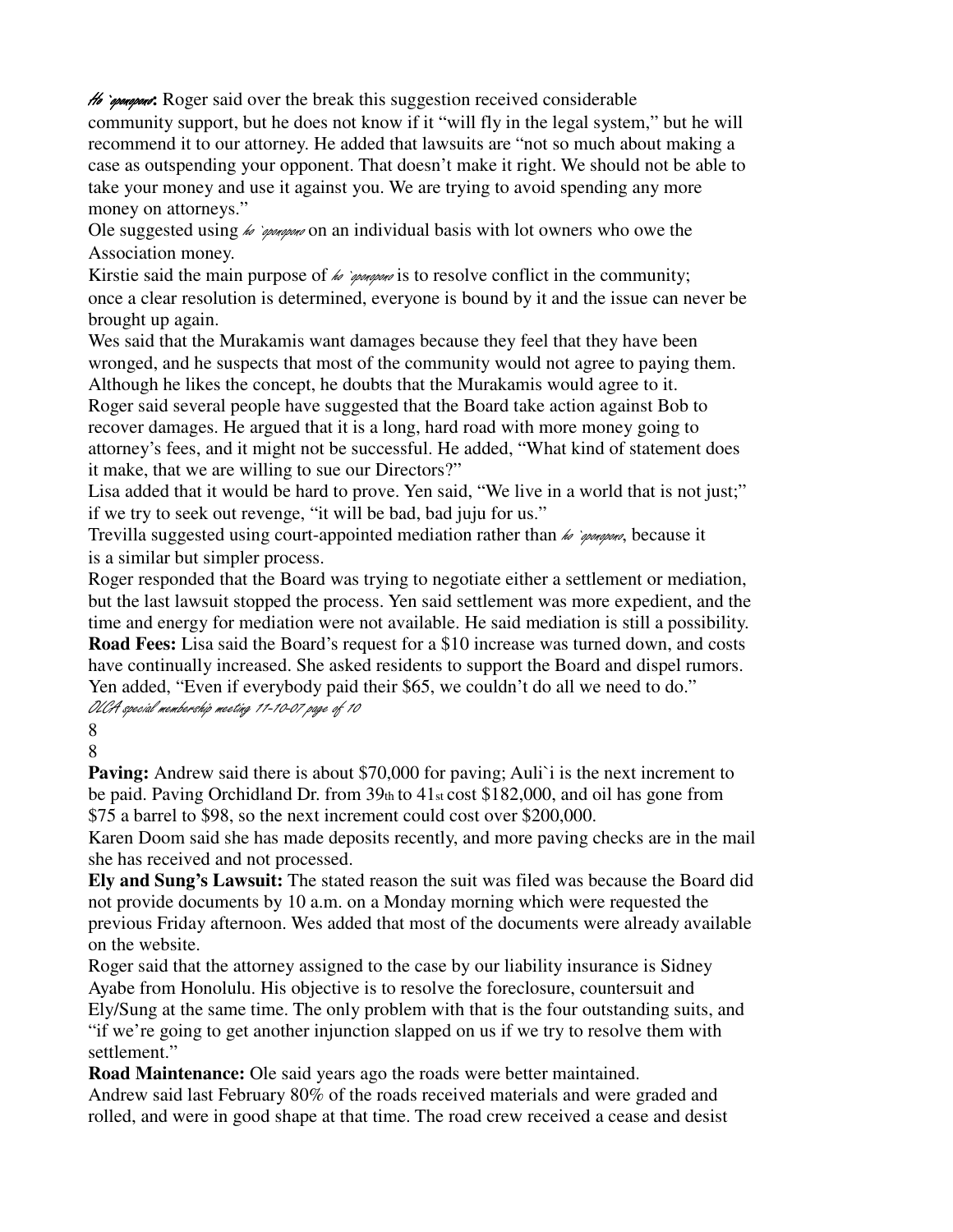***Ho`oponopono*:** Roger said over the break this suggestion received considerable community support, but he does not know if it "will fly in the legal system," but he will recommend it to our attorney. He added that lawsuits are "not so much about making a case as outspending your opponent. That doesn't make it right. We should not be able to take your money and use it against you. We are trying to avoid spending any more money on attorneys."

Ole suggested using *ho `oponopono* on an individual basis with lot owners who owe the Association money.

Kirstie said the main purpose of *ho `oponopono* is to resolve conflict in the community; once a clear resolution is determined, everyone is bound by it and the issue can never be brought up again.

Wes said that the Murakamis want damages because they feel that they have been wronged, and he suspects that most of the community would not agree to paying them. Although he likes the concept, he doubts that the Murakamis would agree to it.

Roger said several people have suggested that the Board take action against Bob to recover damages. He argued that it is a long, hard road with more money going to attorney's fees, and it might not be successful. He added, "What kind of statement does it make, that we are willing to sue our Directors?"

Lisa added that it would be hard to prove. Yen said, "We live in a world that is not just;" if we try to seek out revenge, "it will be bad, bad juju for us."

Trevilla suggested using court-appointed mediation rather than *ho `oponopono*, because it is a similar but simpler process.

Roger responded that the Board was trying to negotiate either a settlement or mediation, but the last lawsuit stopped the process. Yen said settlement was more expedient, and the time and energy for mediation were not available. He said mediation is still a possibility.

**Road Fees:** Lisa said the Board's request for a $10 increase was turned down, and costs have continually increased. She asked residents to support the Board and dispel rumors. Yen added, "Even if everybody paid their $65, we couldn't do all we need to do."

**Paving:** Andrew said there is about $70,000 for paving; Auli`i is the next increment to be paid. Paving Orchidland Dr. from 39th to 41st cost $182,000, and oil has gone from $75 a barrel to $98, so the next increment could cost over $200,000.

Karen Doom said she has made deposits recently, and more paving checks are in the mail she has received and not processed.

**Ely and Sung's Lawsuit:** The stated reason the suit was filed was because the Board did not provide documents by 10 a.m. on a Monday morning which were requested the previous Friday afternoon. Wes added that most of the documents were already available on the website.

Roger said that the attorney assigned to the case by our liability insurance is Sidney Ayabe from Honolulu. His objective is to resolve the foreclosure, countersuit and Ely/Sung at the same time. The only problem with that is the four outstanding suits, and "if we're going to get another injunction slapped on us if we try to resolve them with settlement."

**Road Maintenance:** Ole said years ago the roads were better maintained.

Andrew said last February 80% of the roads received materials and were graded and rolled, and were in good shape at that time. The road crew received a cease and desist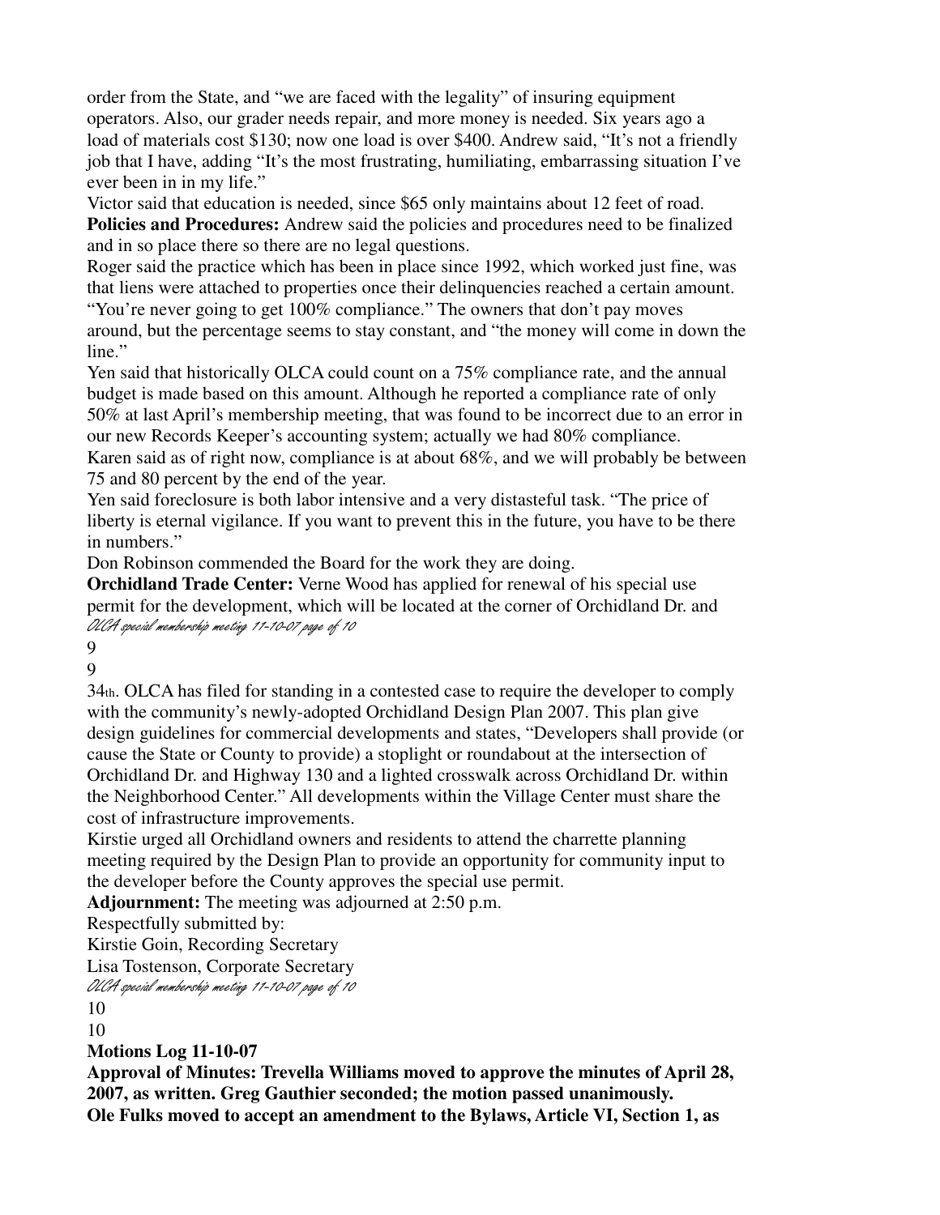order from the State, and "we are faced with the legality" of insuring equipment operators. Also, our grader needs repair, and more money is needed. Six years ago a load of materials cost $130; now one load is over $400. Andrew said, "It's not a friendly job that I have, adding "It's the most frustrating, humiliating, embarrassing situation I've ever been in in my life."

Victor said that education is needed, since $65 only maintains about 12 feet of road.

**Policies and Procedures:** Andrew said the policies and procedures need to be finalized and in so place there so there are no legal questions.

Roger said the practice which has been in place since 1992, which worked just fine, was that liens were attached to properties once their delinquencies reached a certain amount. "You're never going to get 100% compliance." The owners that don't pay moves around, but the percentage seems to stay constant, and "the money will come in down the line."

Yen said that historically OLCA could count on a 75% compliance rate, and the annual budget is made based on this amount. Although he reported a compliance rate of only 50% at last April's membership meeting, that was found to be incorrect due to an error in our new Records Keeper's accounting system; actually we had 80% compliance.

Karen said as of right now, compliance is at about 68%, and we will probably be between 75 and 80 percent by the end of the year.

Yen said foreclosure is both labor intensive and a very distasteful task. "The price of liberty is eternal vigilance. If you want to prevent this in the future, you have to be there in numbers."

Don Robinson commended the Board for the work they are doing.

**Orchidland Trade Center:** Verne Wood has applied for renewal of his special use permit for the development, which will be located at the corner of Orchidland Dr. and 34th. OLCA has filed for standing in a contested case to require the developer to comply with the community's newly-adopted Orchidland Design Plan 2007. This plan give design guidelines for commercial developments and states, "Developers shall provide (or cause the State or County to provide) a stoplight or roundabout at the intersection of Orchidland Dr. and Highway 130 and a lighted crosswalk across Orchidland Dr. within the Neighborhood Center." All developments within the Village Center must share the cost of infrastructure improvements.

Kirstie urged all Orchidland owners and residents to attend the charrette planning meeting required by the Design Plan to provide an opportunity for community input to the developer before the County approves the special use permit.

**Adjournment:** The meeting was adjourned at 2:50 p.m.

Respectfully submitted by:

Kirstie Goin, Recording Secretary

Lisa Tostenson, Corporate Secretary

**Motions Log 11-10-07**

**Approval of Minutes: Trevella Williams moved to approve the minutes of April 28, 2007, as written. Greg Gauthier seconded; the motion passed unanimously.**

**Ole Fulks moved to accept an amendment to the Bylaws, Article VI, Section 1, as**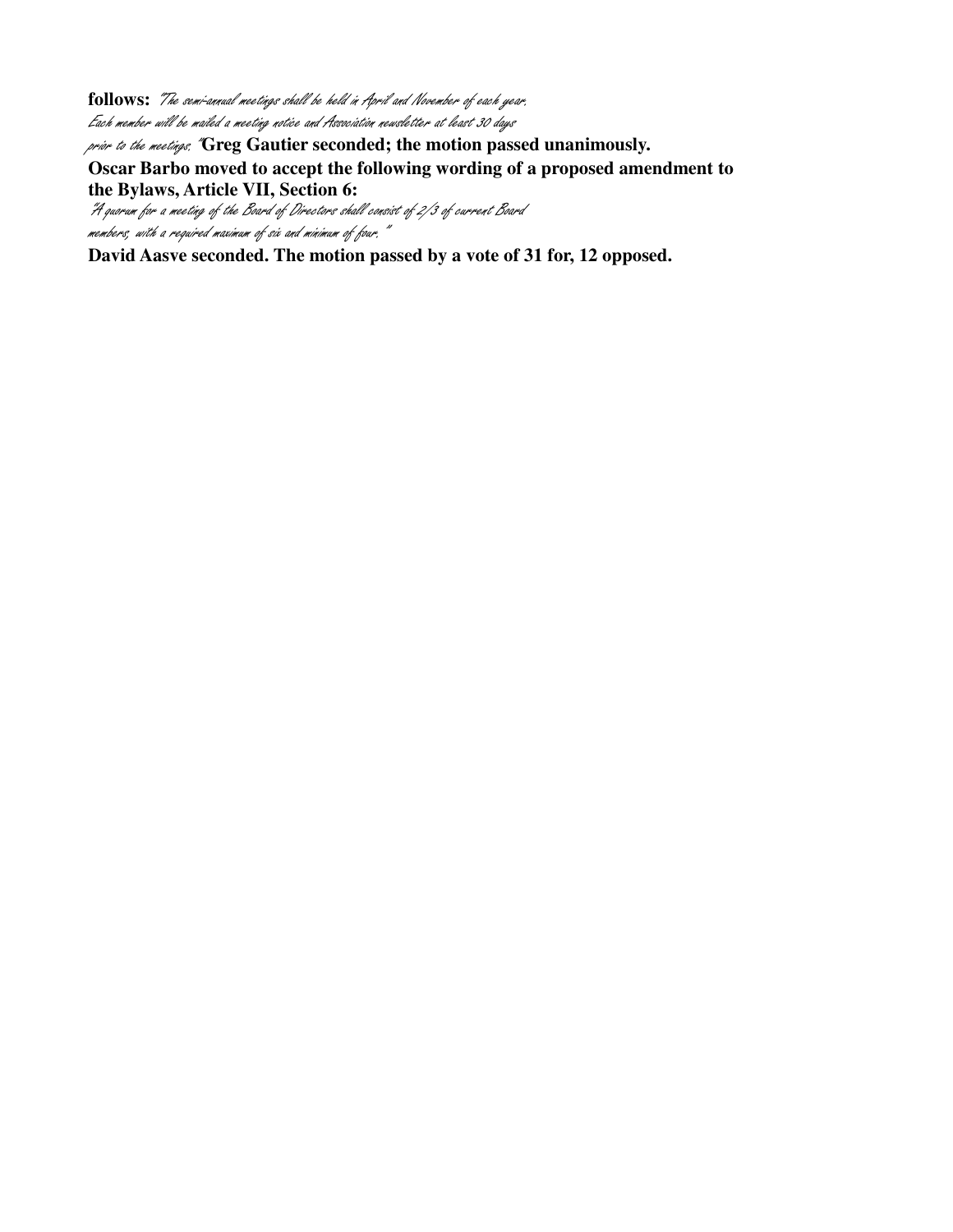**follows:** *"The semi-annual meetings shall be held in April and November of each year. Each member will be mailed a meeting notice and Association newsletter at least 30 days prior to the meetings."* **Greg Gautier seconded; the motion passed unanimously.**

**Oscar Barbo moved to accept the following wording of a proposed amendment to the Bylaws, Article VII, Section 6:**

*"A quorum for a meeting of the Board of Directors shall consist of 2/3 of current Board members, with a required maximum of six and minimum of four."*

**David Aasve seconded. The motion passed by a vote of 31 for, 12 opposed.**